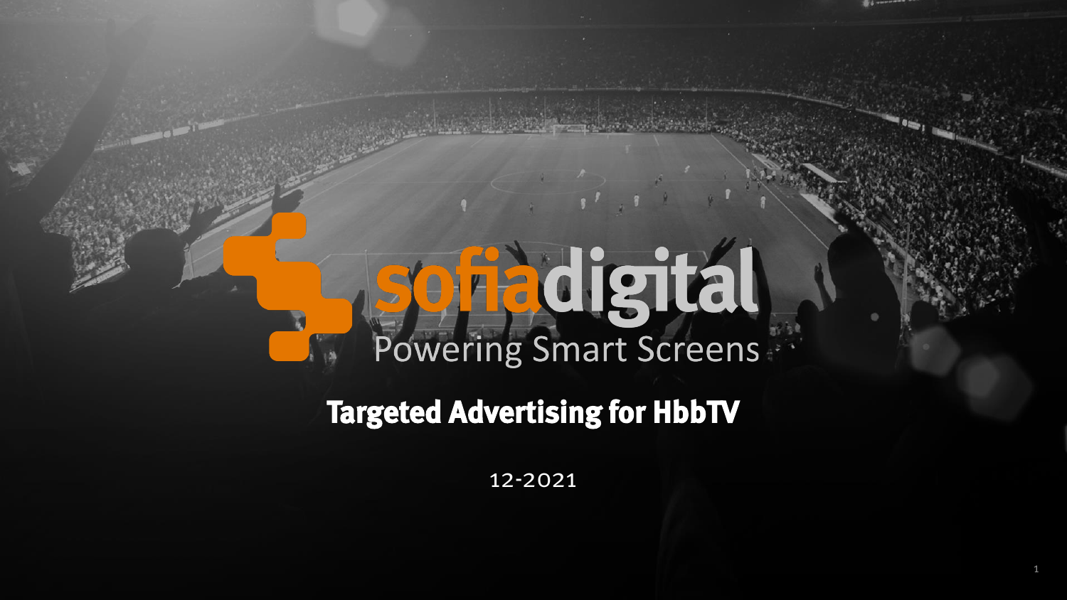sofiadigital

Powering Smart Screens

# Targeted Advertising for HbbTV

12-2021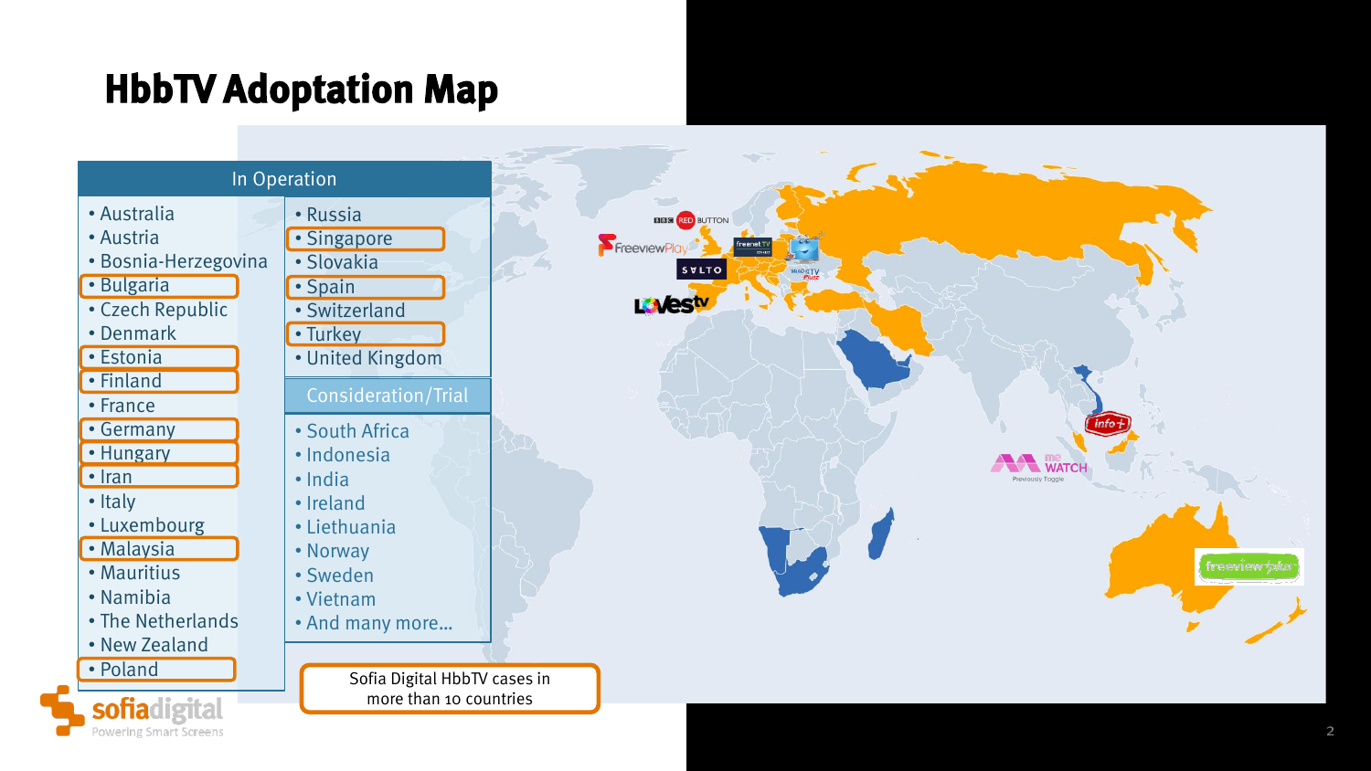# HbbTV Adoption Map

## In Operation

- Australia
- Austria
- Bosnia-Herzegovina
- Bulgaria
- Czech Republic
- Denmark
- Estonia
- Finland
- France
- Germany
- Hungary
- Iran
- Italy
- Luxembourg
- Malaysia
- Mauritius
- Namibia
- The Netherlands
- New Zealand
- Poland
- Russia
- Singapore
- Slovakia
- Spain
- Switzerland
- Turkey
- United Kingdom

## Consideration/Trial

- South Africa
- Indonesia
- India
- Ireland
- Liethuania
- Norway
- Sweden
- Vietnam
- And many more…

Sofia Digital HbbTV cases in more than 10 countries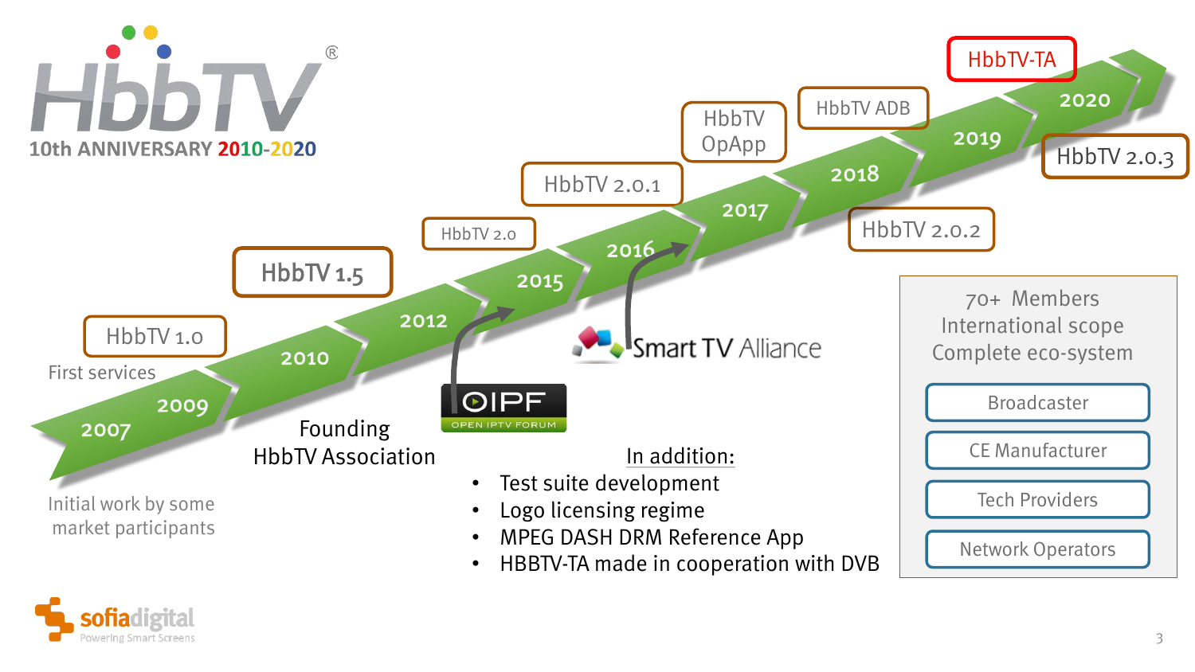# HbbTV® 10th ANNIVERSARY 2010-2020

- 2007 – Initial work by some market participants
- 2009 – HbbTV 1.0 – First services
- 2010 – Founding HbbTV Association
- 2012 – HbbTV 1.5
- 2015 – HbbTV 2.0 (OIPF – Open IPTV Forum)
- 2016 – HbbTV 2.0.1 (Smart TV Alliance)
- 2017 – HbbTV OpApp
- 2018 – HbbTV 2.0.2
- 2019 – HbbTV ADB
- 2020 – HbbTV-TA, HbbTV 2.0.3

In addition:

- Test suite development
- Logo licensing regime
- MPEG DASH DRM Reference App
- HBBTV-TA made in cooperation with DVB

70+ Members
International scope
Complete eco-system

- Broadcaster
- CE Manufacturer
- Tech Providers
- Network Operators

sofiadigital
Powering Smart Screens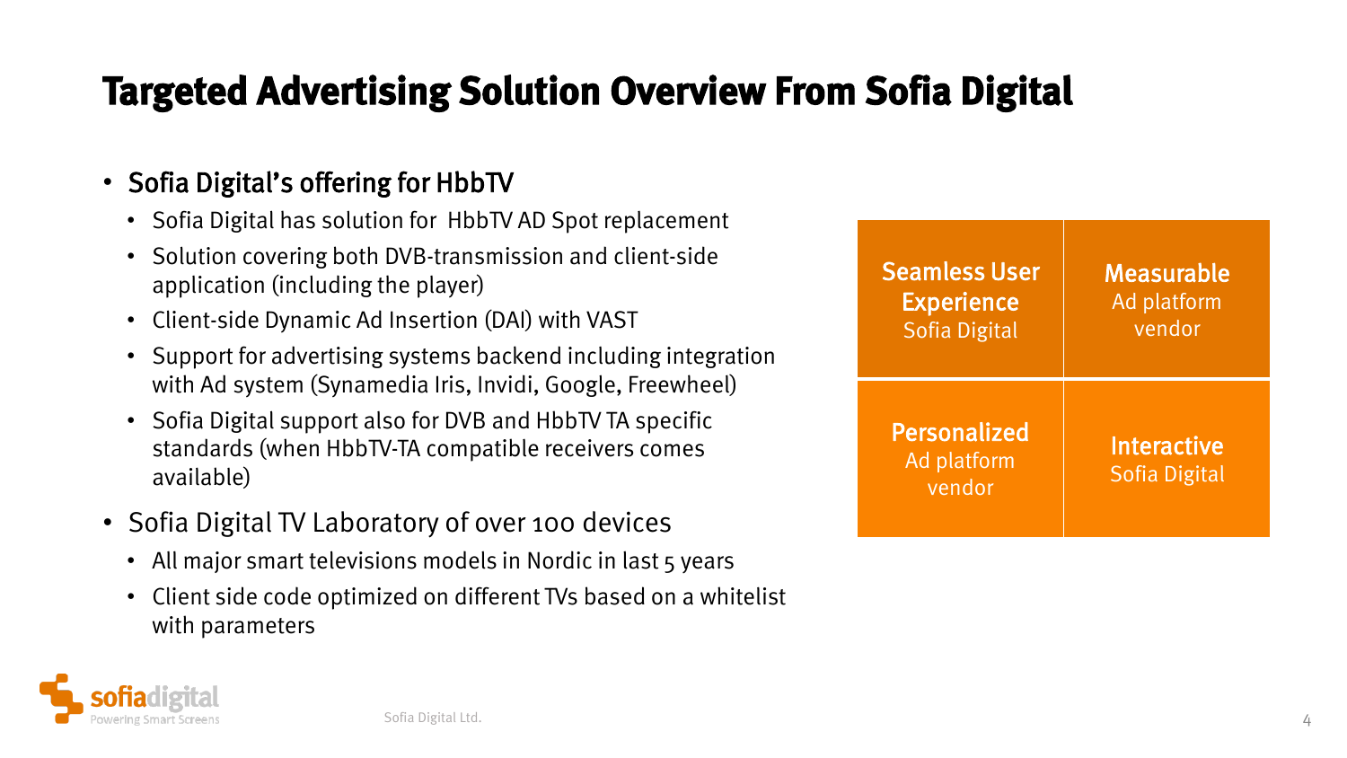# Targeted Advertising Solution Overview From Sofia Digital

- Sofia Digital's offering for HbbTV
  - Sofia Digital has solution for HbbTV AD Spot replacement
  - Solution covering both DVB-transmission and client-side application (including the player)
  - Client-side Dynamic Ad Insertion (DAI) with VAST
  - Support for advertising systems backend including integration with Ad system (Synamedia Iris, Invidi, Google, Freewheel)
  - Sofia Digital support also for DVB and HbbTV TA specific standards (when HbbTV-TA compatible receivers comes available)
- Sofia Digital TV Laboratory of over 100 devices
  - All major smart televisions models in Nordic in last 5 years
  - Client side code optimized on different TVs based on a whitelist with parameters

| | |
|---|---|
| **Seamless User Experience** Sofia Digital | **Measurable** Ad platform vendor |
| **Personalized** Ad platform vendor | **Interactive** Sofia Digital |

Sofia Digital Ltd.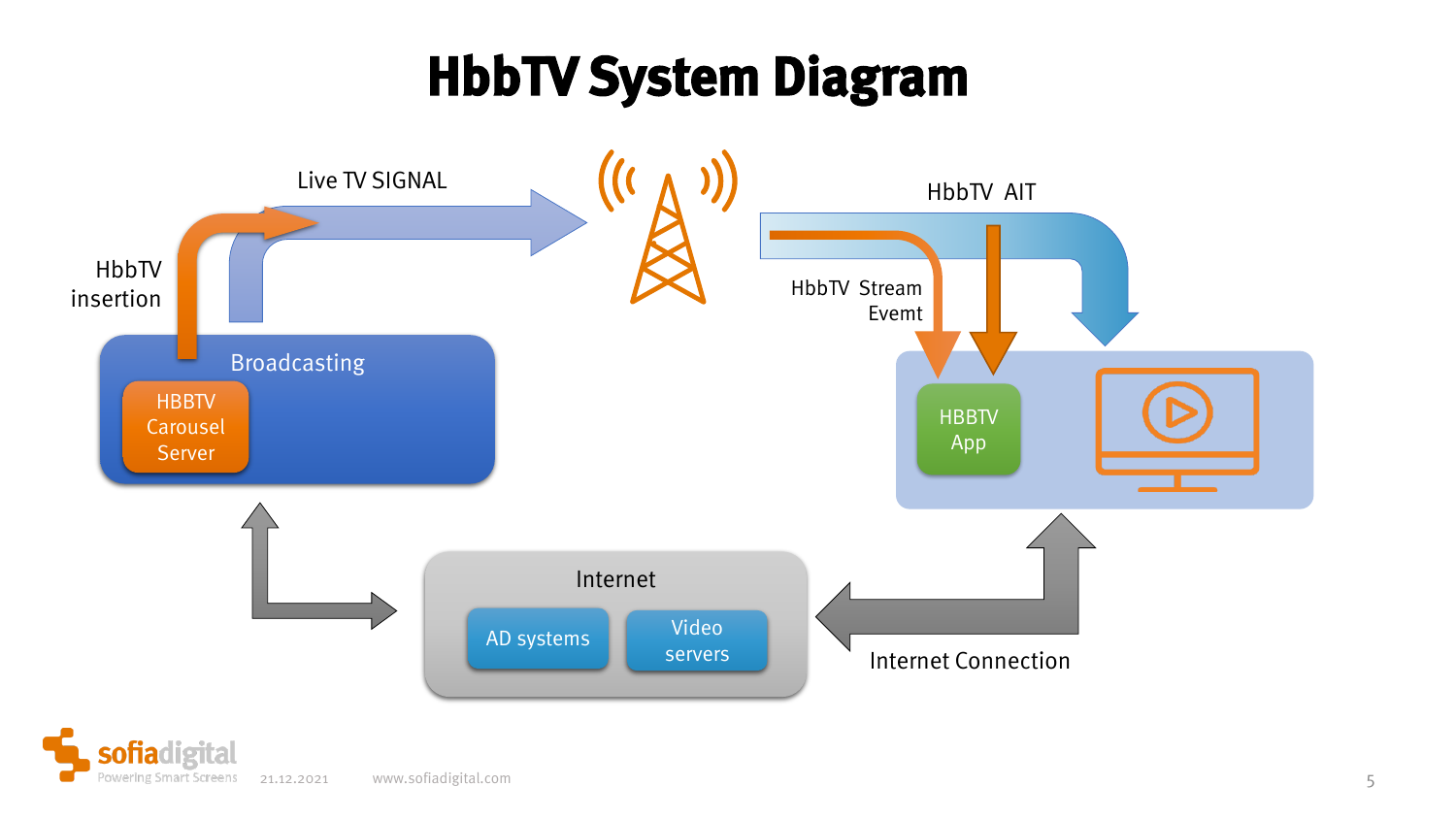# HbbTV System Diagram

Live TV SIGNAL

HbbTV insertion

Broadcasting

HBBTV Carousel Server

HbbTV AIT

HbbTV Stream Evemt

HBBTV App

Internet

AD systems

Video servers

Internet Connection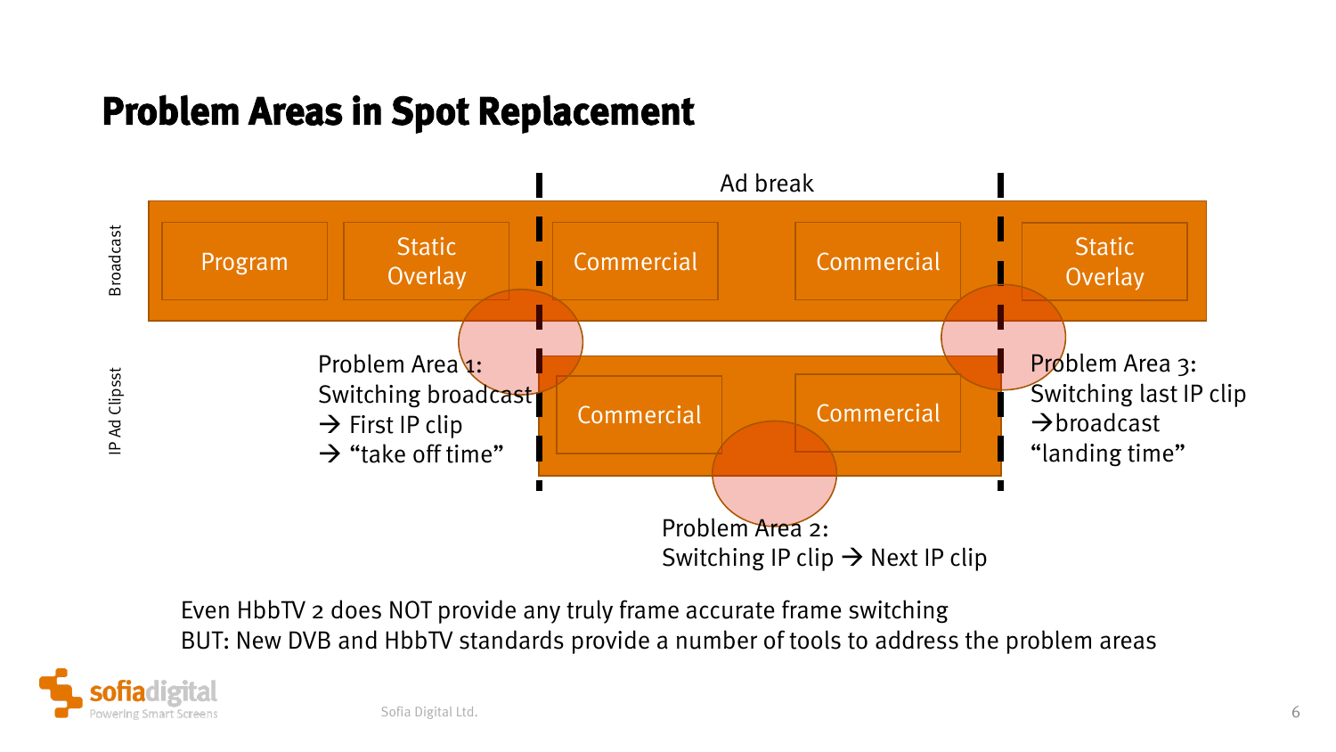# Problem Areas in Spot Replacement

Ad break

Broadcast

Program | Static Overlay | Commercial | Commercial | Static Overlay

IP Ad Clipsst

Commercial | Commercial

Problem Area 1:
Switching broadcast
→ First IP clip
→ “take off time”

Problem Area 2:
Switching IP clip → Next IP clip

Problem Area 3:
Switching last IP clip
→broadcast
“landing time”

Even HbbTV 2 does NOT provide any truly frame accurate frame switching
BUT: New DVB and HbbTV standards provide a number of tools to address the problem areas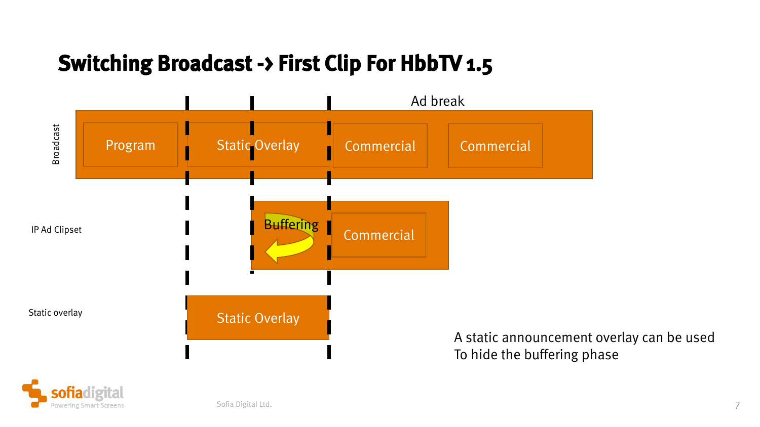# Switching Broadcast -> First Clip For HbbTV 1.5

Ad break

Broadcast

Program

Static Overlay

Commercial

Commercial

IP Ad Clipset

Buffering

Commercial

Static overlay

Static Overlay

A static announcement overlay can be used
To hide the buffering phase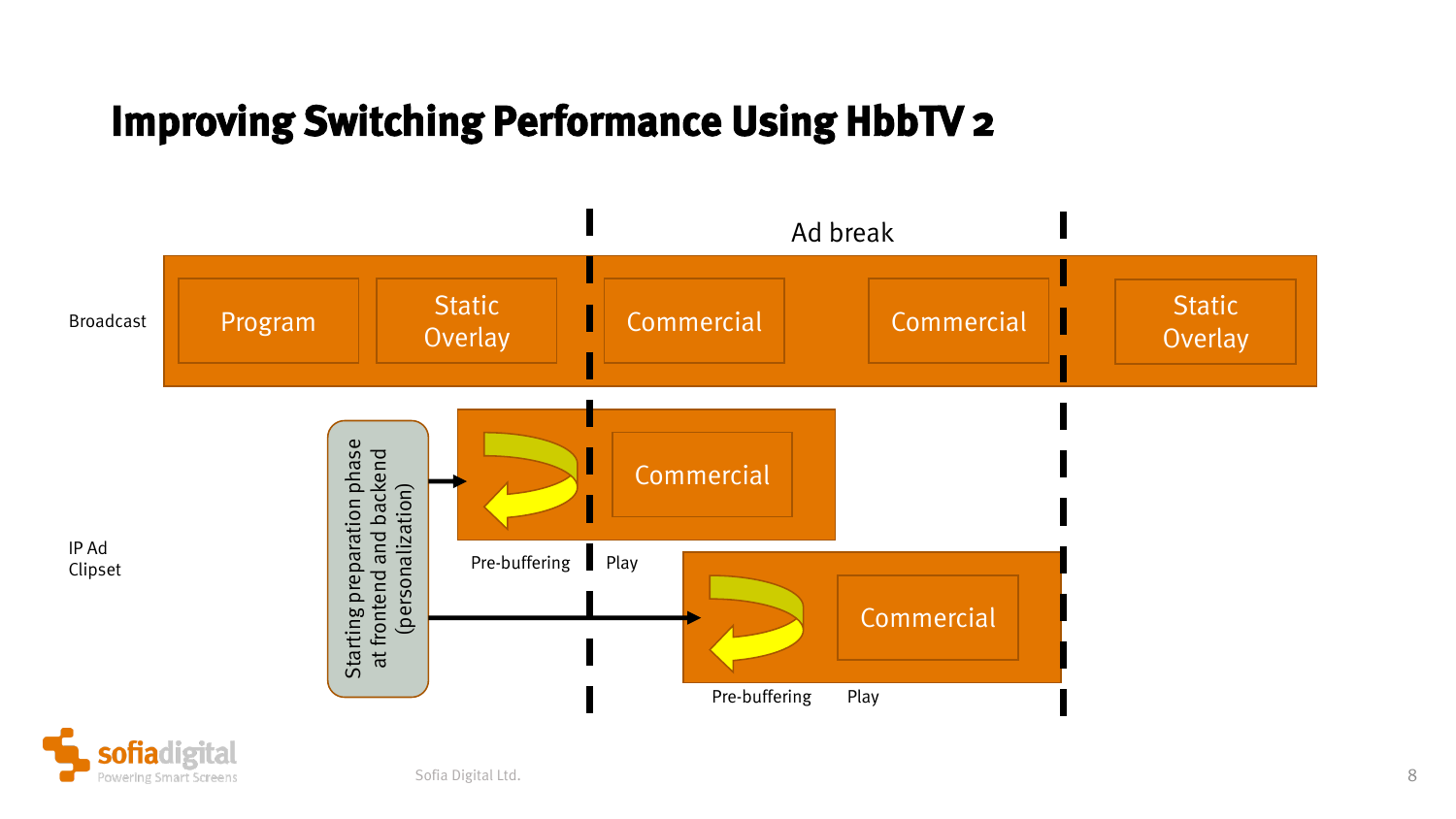# Improving Switching Performance Using HbbTV 2

Ad break

Broadcast

Program | Static Overlay | Commercial | Commercial | Static Overlay

IP Ad Clipset

Starting preparation phase at frontend and backend (personalization)

Commercial

Pre-buffering | Play

Commercial

Pre-buffering | Play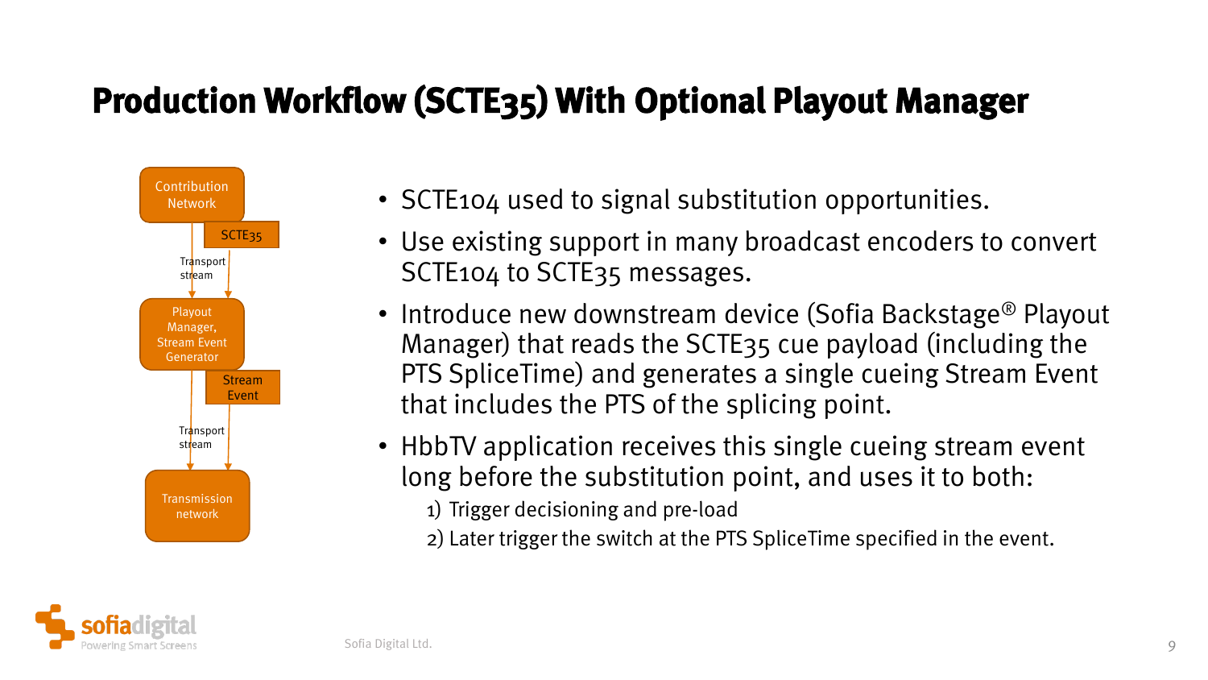# Production Workflow (SCTE35) With Optional Playout Manager

Contribution Network

SCTE35

Transport stream

Playout Manager, Stream Event Generator

Stream Event

Transport stream

Transmission network

- SCTE104 used to signal substitution opportunities.
- Use existing support in many broadcast encoders to convert SCTE104 to SCTE35 messages.
- Introduce new downstream device (Sofia Backstage® Playout Manager) that reads the SCTE35 cue payload (including the PTS SpliceTime) and generates a single cueing Stream Event that includes the PTS of the splicing point.
- HbbTV application receives this single cueing stream event long before the substitution point, and uses it to both:
  1) Trigger decisioning and pre-load
  2) Later trigger the switch at the PTS SpliceTime specified in the event.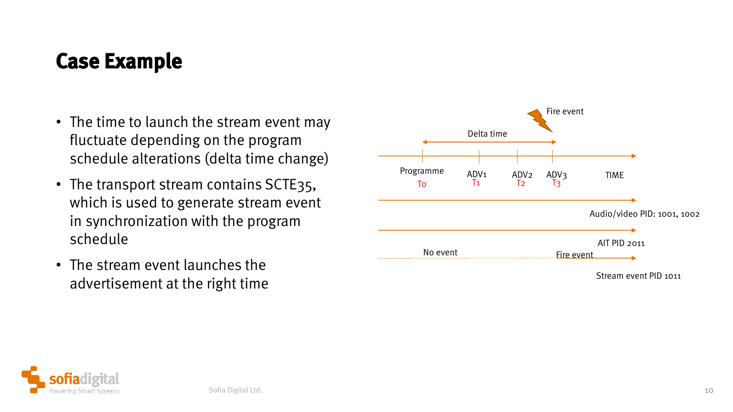# Case Example

- The time to launch the stream event may fluctuate depending on the program schedule alterations (delta time change)
- The transport stream contains SCTE35, which is used to generate stream event in synchronization with the program schedule
- The stream event launches the advertisement at the right time

Fire event

Delta time

Programme $T_0$ | ADV1 $T_1$ | ADV2 $T_2$ | ADV3 $T_3$ | TIME

Audio/video PID: 1001, 1002

AIT PID 2011

No event | Fire event

Stream event PID 1011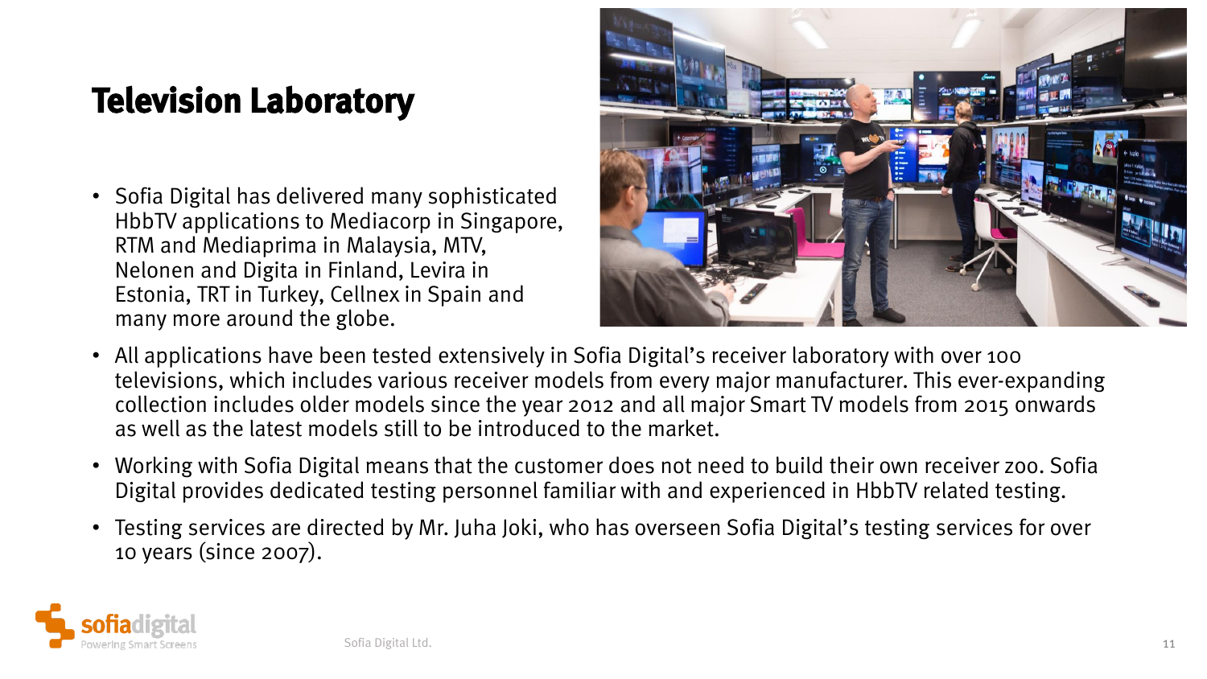# Television Laboratory

- Sofia Digital has delivered many sophisticated HbbTV applications to Mediacorp in Singapore, RTM and Mediaprima in Malaysia, MTV, Nelonen and Digita in Finland, Levira in Estonia, TRT in Turkey, Cellnex in Spain and many more around the globe.
- All applications have been tested extensively in Sofia Digital's receiver laboratory with over 100 televisions, which includes various receiver models from every major manufacturer. This ever-expanding collection includes older models since the year 2012 and all major Smart TV models from 2015 onwards as well as the latest models still to be introduced to the market.
- Working with Sofia Digital means that the customer does not need to build their own receiver zoo. Sofia Digital provides dedicated testing personnel familiar with and experienced in HbbTV related testing.
- Testing services are directed by Mr. Juha Joki, who has overseen Sofia Digital's testing services for over 10 years (since 2007).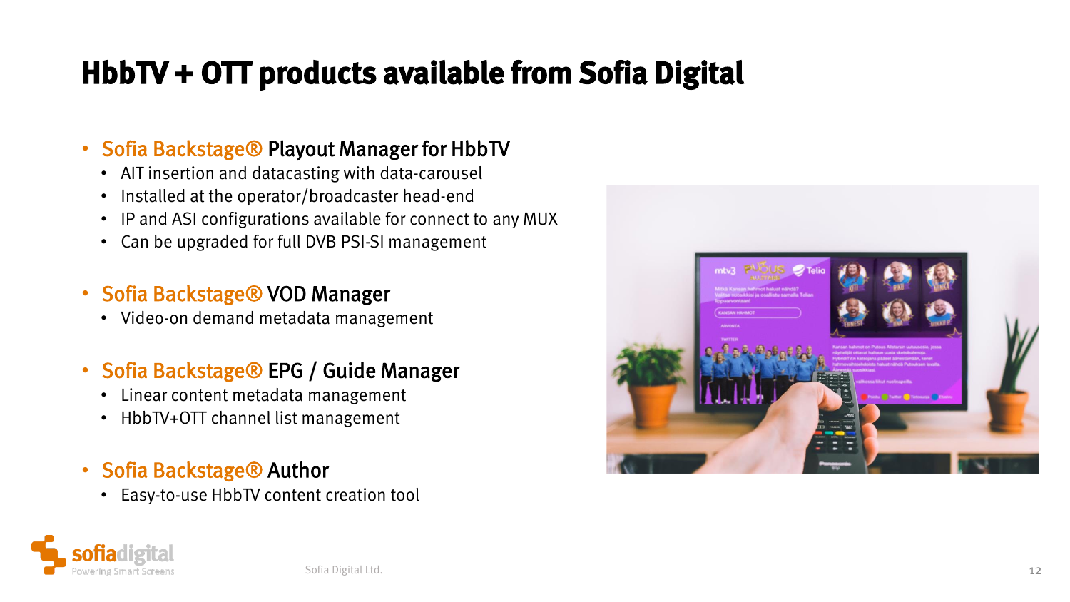# HbbTV + OTT products available from Sofia Digital

- **Sofia Backstage® Playout Manager for HbbTV**
  - AIT insertion and datacasting with data-carousel
  - Installed at the operator/broadcaster head-end
  - IP and ASI configurations available for connect to any MUX
  - Can be upgraded for full DVB PSI-SI management
- **Sofia Backstage® VOD Manager**
  - Video-on demand metadata management
- **Sofia Backstage® EPG / Guide Manager**
  - Linear content metadata management
  - HbbTV+OTT channel list management
- **Sofia Backstage® Author**
  - Easy-to-use HbbTV content creation tool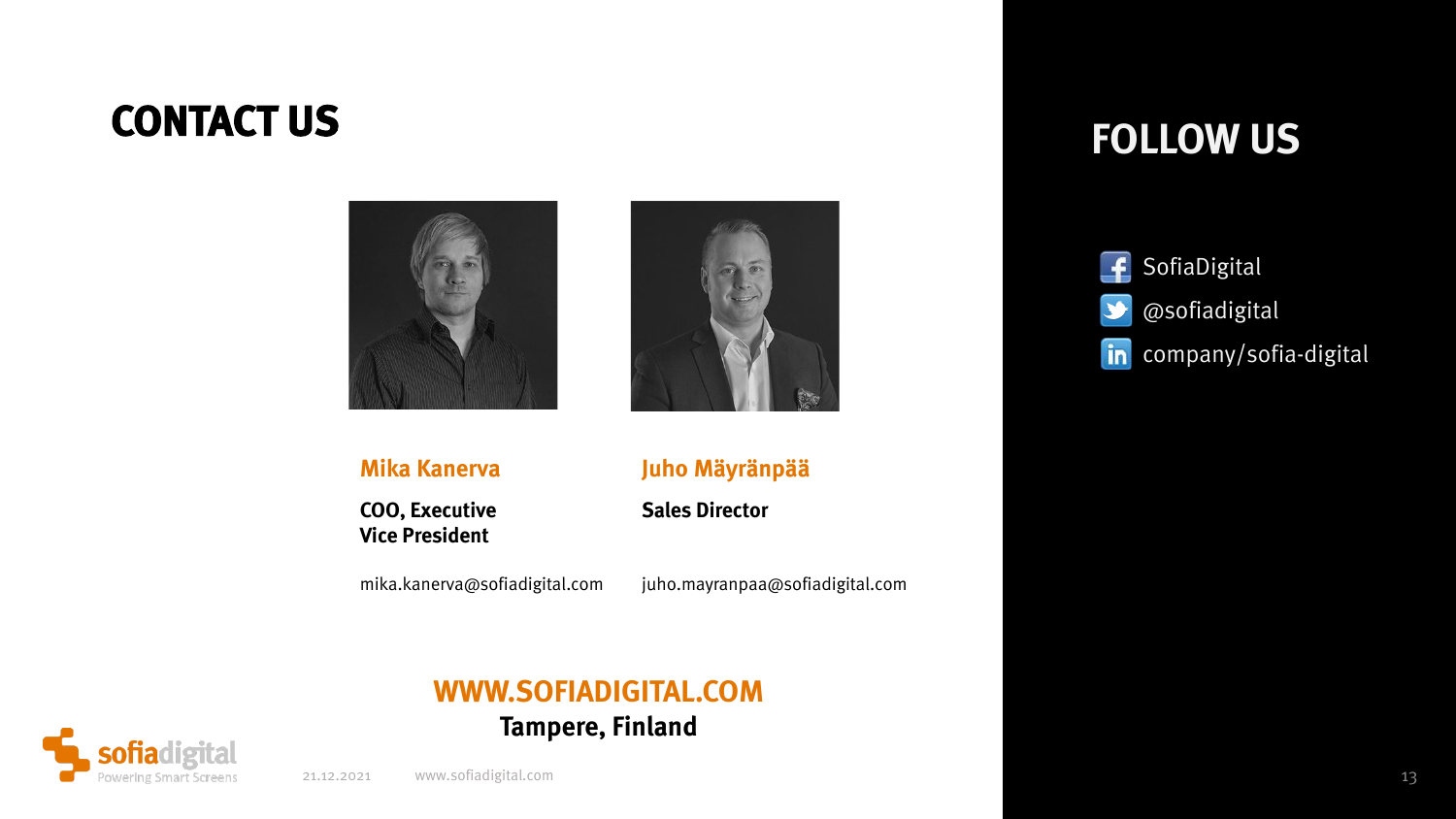# CONTACT US

**Mika Kanerva**

**COO, Executive Vice President**

mika.kanerva@sofiadigital.com

**Juho Mäyränpää**

**Sales Director**

juho.mayranpaa@sofiadigital.com

## WWW.SOFIADIGITAL.COM

**Tampere, Finland**

# FOLLOW US

- SofiaDigital
- @sofiadigital
- company/sofia-digital